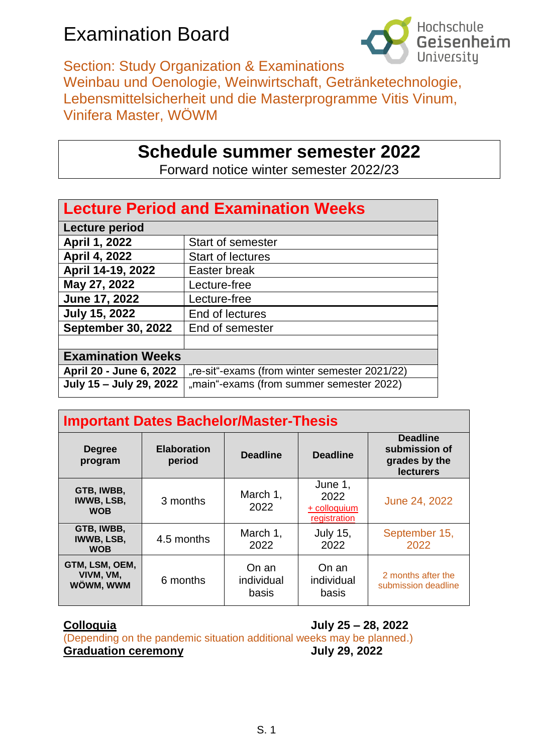# Examination Board

Section: Study Organization & Examinations
Weinbau und Oenologie, Weinwirtschaft, Getränketechnologie, Lebensmittelsicherheit und die Masterprogramme Vitis Vinum, Vinifera Master, WÖWM

## Schedule summer semester 2022

Forward notice winter semester 2022/23

## Lecture Period and Examination Weeks

| **Lecture period** | |
|---|---|
| **April 1, 2022** | Start of semester |
| **April 4, 2022** | Start of lectures |
| **April 14-19, 2022** | Easter break |
| **May 27, 2022** | Lecture-free |
| **June 17, 2022** | Lecture-free |
| **July 15, 2022** | End of lectures |
| **September 30, 2022** | End of semester |
| | |
| **Examination Weeks** | |
| **April 20 - June 6, 2022** | „re-sit"-exams (from winter semester 2021/22) |
| **July 15 – July 29, 2022** | „main"-exams (from summer semester 2022) |

## Important Dates Bachelor/Master-Thesis

| Degree program | Elaboration period | Deadline | Deadline | Deadline submission of grades by the lecturers |
|---|---|---|---|---|
| **GTB, IWBB, IWWB, LSB, WOB** | 3 months | March 1, 2022 | June 1, 2022 + colloquium registration | June 24, 2022 |
| **GTB, IWBB, IWWB, LSB, WOB** | 4.5 months | March 1, 2022 | July 15, 2022 | September 15, 2022 |
| **GTM, LSM, OEM, VIVM, VM, WÖWM, WWM** | 6 months | On an individual basis | On an individual basis | 2 months after the submission deadline |

**Colloquia** — **July 25 – 28, 2022**
(Depending on the pandemic situation additional weeks may be planned.)
**Graduation ceremony** — **July 29, 2022**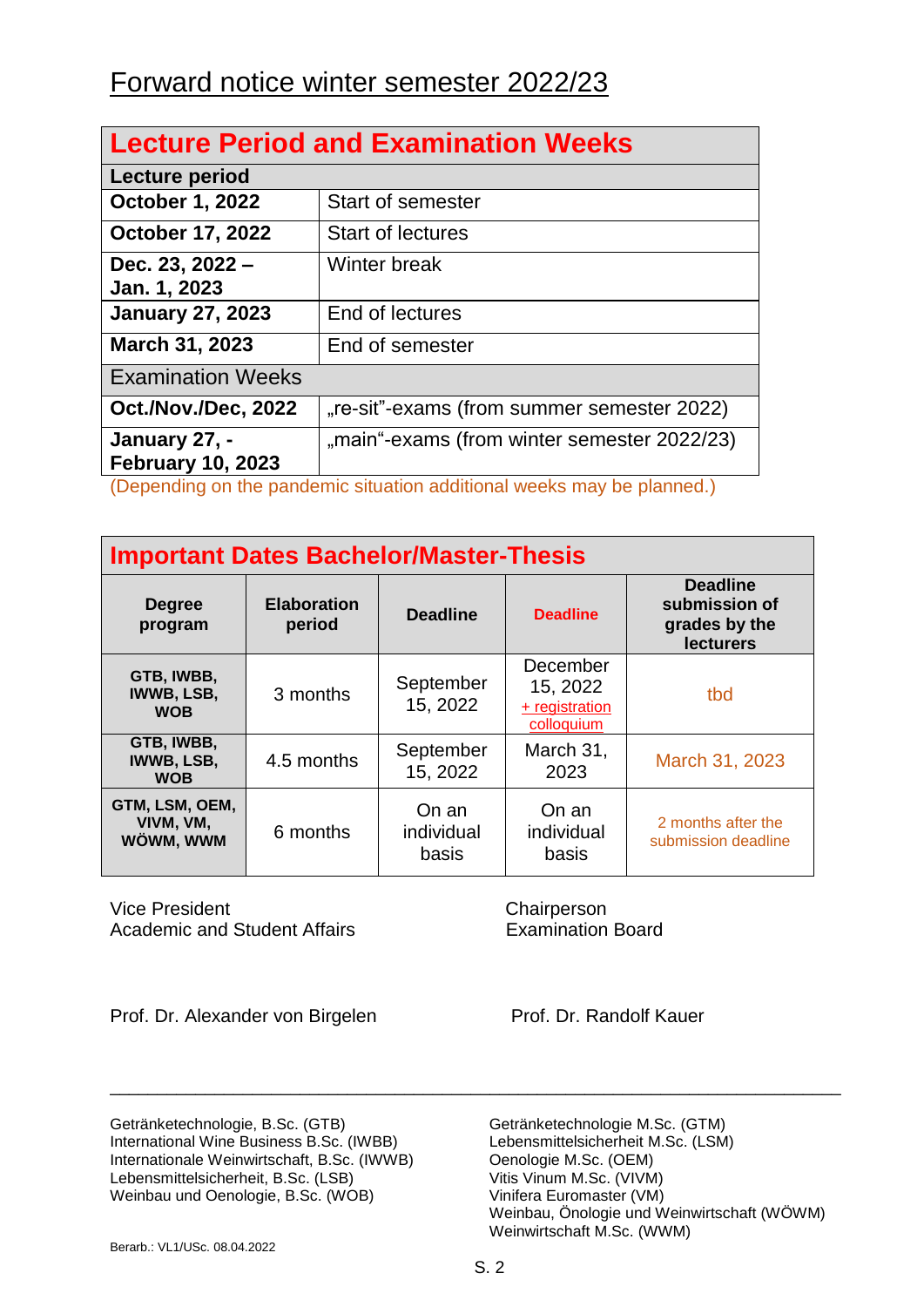# Forward notice winter semester 2022/23

| Lecture Period and Examination Weeks | |
|---|---|
| **Lecture period** | |
| **October 1, 2022** | Start of semester |
| **October 17, 2022** | Start of lectures |
| **Dec. 23, 2022 – Jan. 1, 2023** | Winter break |
| **January 27, 2023** | End of lectures |
| **March 31, 2023** | End of semester |
| Examination Weeks | |
| **Oct./Nov./Dec, 2022** | „re-sit"-exams (from summer semester 2022) |
| **January 27, - February 10, 2023** | „main"-exams (from winter semester 2022/23) |

(Depending on the pandemic situation additional weeks may be planned.)

## Important Dates Bachelor/Master-Thesis

| Degree program | Elaboration period | Deadline | Deadline | Deadline submission of grades by the lecturers |
|---|---|---|---|---|
| **GTB, IWBB, IWWB, LSB, WOB** | 3 months | September 15, 2022 | December 15, 2022 + registration colloquium | tbd |
| **GTB, IWBB, IWWB, LSB, WOB** | 4.5 months | September 15, 2022 | March 31, 2023 | March 31, 2023 |
| **GTM, LSM, OEM, VIVM, VM, WÖWM, WWM** | 6 months | On an individual basis | On an individual basis | 2 months after the submission deadline |

Vice President
Academic and Student Affairs

Prof. Dr. Alexander von Birgelen

Chairperson
Examination Board

Prof. Dr. Randolf Kauer

---

Getränketechnologie, B.Sc. (GTB)
International Wine Business B.Sc. (IWBB)
Internationale Weinwirtschaft, B.Sc. (IWWB)
Lebensmittelsicherheit, B.Sc. (LSB)
Weinbau und Oenologie, B.Sc. (WOB)

Getränketechnologie M.Sc. (GTM)
Lebensmittelsicherheit M.Sc. (LSM)
Oenologie M.Sc. (OEM)
Vitis Vinum M.Sc. (VIVM)
Vinifera Euromaster (VM)
Weinbau, Önologie und Weinwirtschaft (WÖWM)
Weinwirtschaft M.Sc. (WWM)

Berarb.: VL1/USc. 08.04.2022